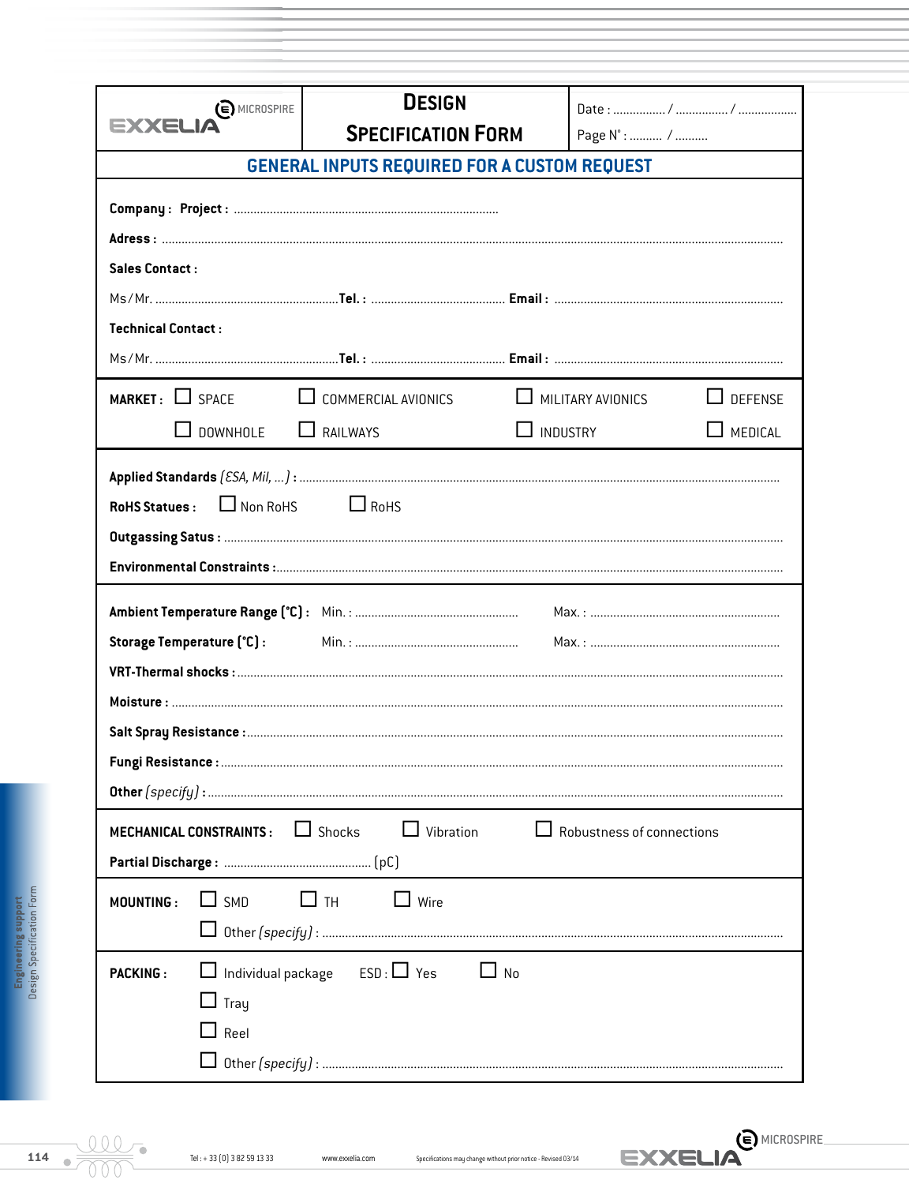EXXELIA MICROSPIRE

# DESIGN SPECIFICATION FORM

Date : ................ / ................ / ..................

Page N° : .......... / ..........

## GENERAL INPUTS REQUIRED FOR A CUSTOM REQUEST

**Company : Project :** ................................................................................

**Adress :** ..............................................................................................................................................................................

**Sales Contact :**

Ms / Mr. ........................................................**Tel. :** ......................................... **Email :** .....................................................................

**Technical Contact :**

Ms / Mr. ........................................................**Tel. :** ......................................... **Email :** .....................................................................

**MARKET :** ☐ SPACE ☐ COMMERCIAL AVIONICS ☐ MILITARY AVIONICS ☐ DEFENSE

☐ DOWNHOLE ☐ RAILWAYS ☐ INDUSTRY ☐ MEDICAL

**Applied Standards** *(ESA, Mil, ...)* **:** .................................................................................................................................

**RoHS Statues :** ☐ Non RoHS ☐ RoHS

**Outgassing Satus :** .........................................................................................................................................................

**Environmental Constraints :**.........................................................................................................................................

**Ambient Temperature Range (°C) :** Min. : .................................................. Max. : ..........................................................

**Storage Temperature (°C) :** Min. : .................................................. Max. : ..........................................................

**VRT-Thermal shocks :** ....................................................................................................................................................

**Moisture :** .......................................................................................................................................................................

**Salt Spray Resistance :**...................................................................................................................................................

**Fungi Resistance :** .........................................................................................................................................................

**Other** *(specify)* **:** ...............................................................................................................................................................

**MECHANICAL CONSTRAINTS :** ☐ Shocks ☐ Vibration ☐ Robustness of connections

**Partial Discharge :** ............................................. (pC)

**MOUNTING :** ☐ SMD ☐ TH ☐ Wire

☐ Other *(specify)* : ........................................................................................................................................

**PACKING :** ☐ Individual package ESD : ☐ Yes ☐ No

☐ Tray

☐ Reel

☐ Other *(specify)* : ........................................................................................................................................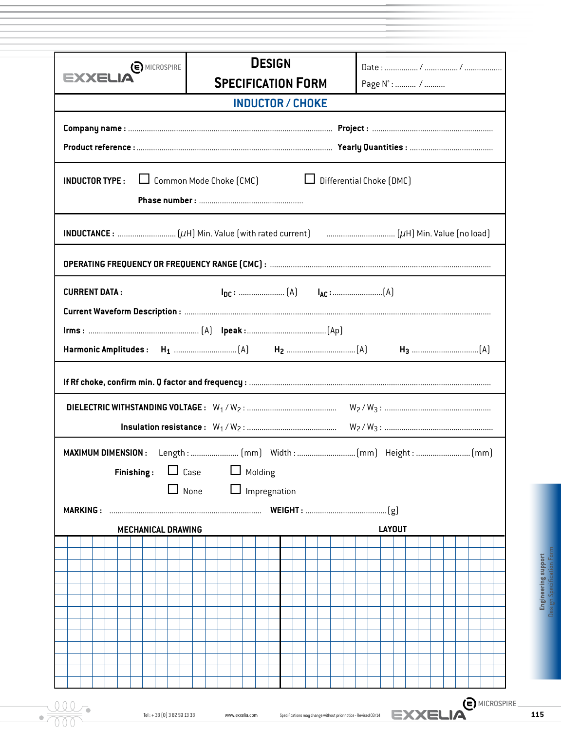EXXELIA MICROSPIRE

# DESIGN SPECIFICATION FORM

Date : ................ / ................ / .................

Page N° : .......... / ..........

## INDUCTOR / CHOKE

**Company name :** ................................................................................................. **Project :** ..........................................................

**Product reference :** ............................................................................................. **Yearly Quantities :** ........................................

**INDUCTOR TYPE :** ☐ Common Mode Choke (CMC) ☐ Differential Choke (DMC)

**Phase number :** ..................................................

**INDUCTANCE :** ............................ ($\mu$H) Min. Value (with rated current) ................................. ($\mu$H) Min. Value (no load)

**OPERATING FREQUENCY OR FREQUENCY RANGE (CMC) :** ........................................................................................................

**CURRENT DATA :** $I_{DC}$ : ...................... (A) $I_{AC}$ :........................(A)

**Current Waveform Description :** ..................................................................................................................................................

**Irms :** ..................................................... (A) **Ipeak :**......................................(Ap)

**Harmonic Amplitudes :** $H_1$ .............................. (A) $H_2$ .................................(A) $H_3$ ................................(A)

**If Rf choke, confirm min. Q factor and frequency :** ..................................................................................................

**DIELECTRIC WITHSTANDING VOLTAGE :** $W_1$ / $W_2$ : ........................................... $W_2$ / $W_3$ : ...................................................

**Insulation resistance :** $W_1$ / $W_2$ : ........................................... $W_2$ / $W_3$ : ....................................................

**MAXIMUM DIMENSION :** Length : ....................... (mm) Width : ............................(mm) Height : ..........................(mm)

**Finishing :** ☐ Case ☐ Molding ☐ None ☐ Impregnation

**MARKING :** ........................................................................ **WEIGHT :** .......................................(g)

**MECHANICAL DRAWING** **LAYOUT**

Tel : + 33 (0) 3 82 59 13 33 www.exxelia.com Specifications may change without prior notice - Revised 03/14

Engineering support
Design Specification Form